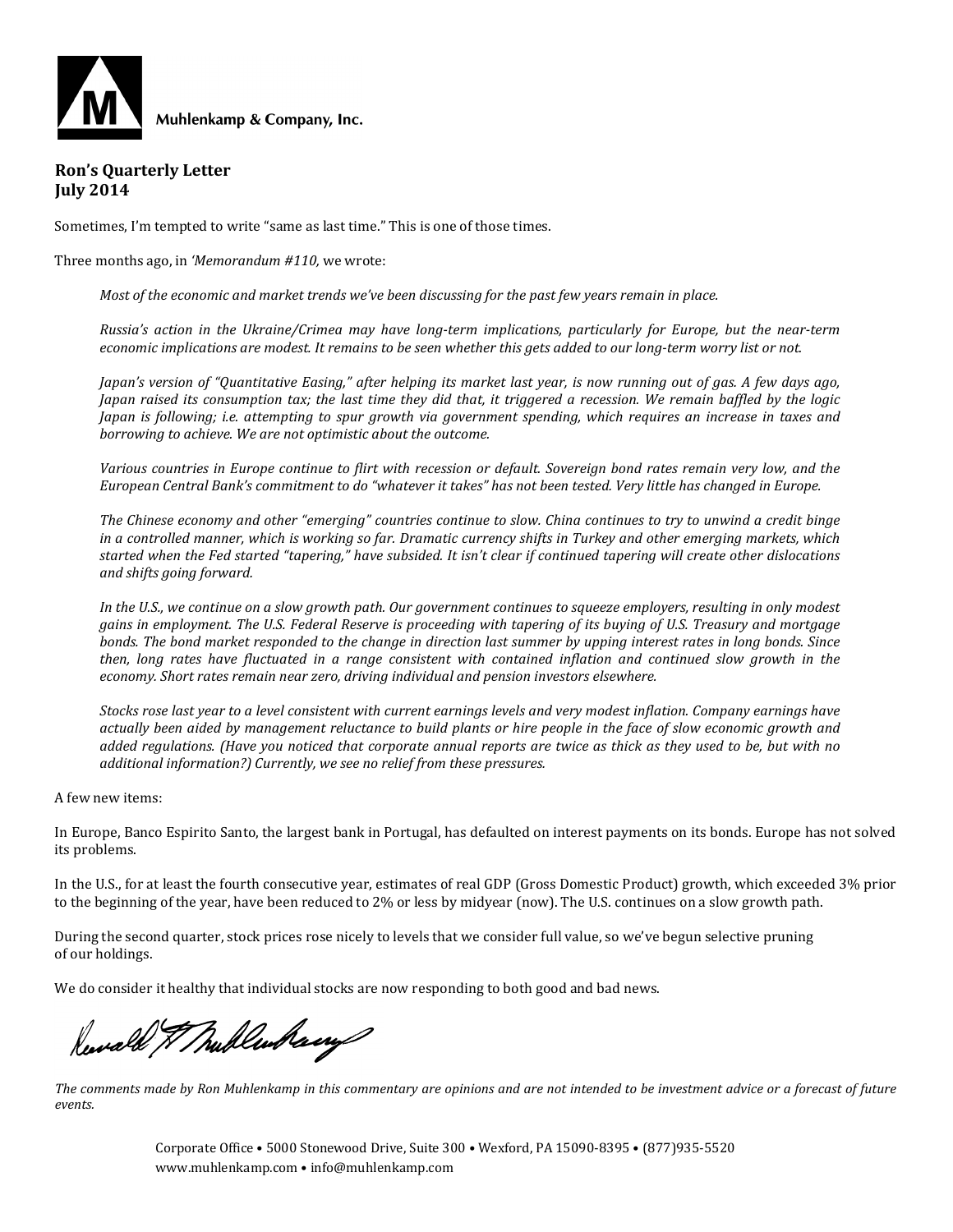Muhlenkamp & Company, Inc.

**Ron's Quarterly Letter**
**July 2014**

Sometimes, I'm tempted to write "same as last time." This is one of those times.

Three months ago, in *'Memorandum #110,* we wrote:

> *Most of the economic and market trends we've been discussing for the past few years remain in place.*
>
> *Russia's action in the Ukraine/Crimea may have long-term implications, particularly for Europe, but the near-term economic implications are modest. It remains to be seen whether this gets added to our long-term worry list or not.*
>
> *Japan's version of "Quantitative Easing," after helping its market last year, is now running out of gas. A few days ago, Japan raised its consumption tax; the last time they did that, it triggered a recession. We remain baffled by the logic Japan is following; i.e. attempting to spur growth via government spending, which requires an increase in taxes and borrowing to achieve. We are not optimistic about the outcome.*
>
> *Various countries in Europe continue to flirt with recession or default. Sovereign bond rates remain very low, and the European Central Bank's commitment to do "whatever it takes" has not been tested. Very little has changed in Europe.*
>
> *The Chinese economy and other "emerging" countries continue to slow. China continues to try to unwind a credit binge in a controlled manner, which is working so far. Dramatic currency shifts in Turkey and other emerging markets, which started when the Fed started "tapering," have subsided. It isn't clear if continued tapering will create other dislocations and shifts going forward.*
>
> *In the U.S., we continue on a slow growth path. Our government continues to squeeze employers, resulting in only modest gains in employment. The U.S. Federal Reserve is proceeding with tapering of its buying of U.S. Treasury and mortgage bonds. The bond market responded to the change in direction last summer by upping interest rates in long bonds. Since then, long rates have fluctuated in a range consistent with contained inflation and continued slow growth in the economy. Short rates remain near zero, driving individual and pension investors elsewhere.*
>
> *Stocks rose last year to a level consistent with current earnings levels and very modest inflation. Company earnings have actually been aided by management reluctance to build plants or hire people in the face of slow economic growth and added regulations. (Have you noticed that corporate annual reports are twice as thick as they used to be, but with no additional information?) Currently, we see no relief from these pressures.*

A few new items:

In Europe, Banco Espirito Santo, the largest bank in Portugal, has defaulted on interest payments on its bonds. Europe has not solved its problems.

In the U.S., for at least the fourth consecutive year, estimates of real GDP (Gross Domestic Product) growth, which exceeded 3% prior to the beginning of the year, have been reduced to 2% or less by midyear (now). The U.S. continues on a slow growth path.

During the second quarter, stock prices rose nicely to levels that we consider full value, so we've begun selective pruning of our holdings.

We do consider it healthy that individual stocks are now responding to both good and bad news.

*The comments made by Ron Muhlenkamp in this commentary are opinions and are not intended to be investment advice or a forecast of future events.*

Corporate Office • 5000 Stonewood Drive, Suite 300 • Wexford, PA 15090-8395 • (877)935-5520
www.muhlenkamp.com • info@muhlenkamp.com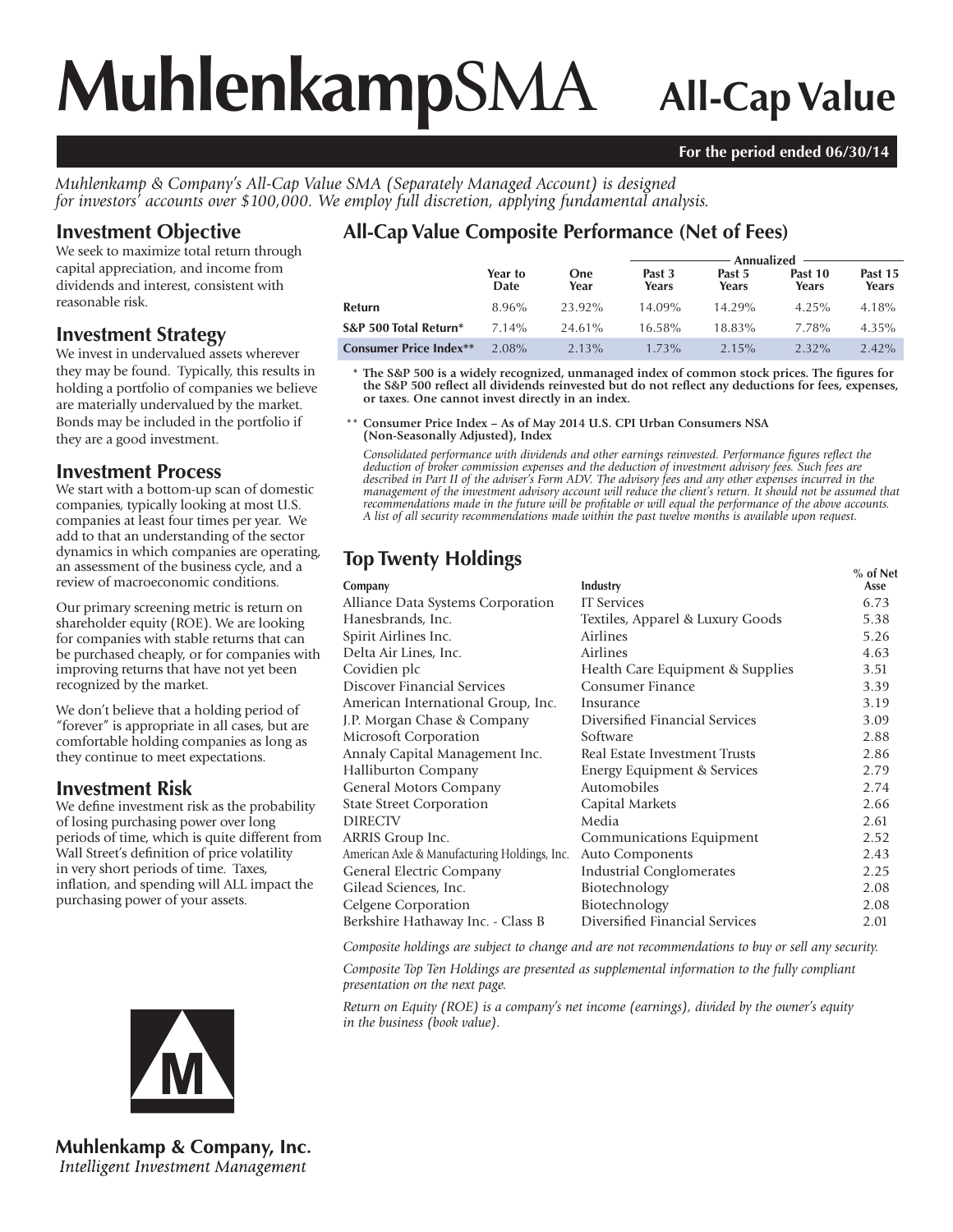# MuhlenkampSMA All-Cap Value

**For the period ended 06/30/14**

*Muhlenkamp & Company's All-Cap Value SMA (Separately Managed Account) is designed for investors' accounts over $100,000. We employ full discretion, applying fundamental analysis.*

## Investment Objective

We seek to maximize total return through capital appreciation, and income from dividends and interest, consistent with reasonable risk.

## Investment Strategy

We invest in undervalued assets wherever they may be found. Typically, this results in holding a portfolio of companies we believe are materially undervalued by the market. Bonds may be included in the portfolio if they are a good investment.

## Investment Process

We start with a bottom-up scan of domestic companies, typically looking at most U.S. companies at least four times per year. We add to that an understanding of the sector dynamics in which companies are operating, an assessment of the business cycle, and a review of macroeconomic conditions.

Our primary screening metric is return on shareholder equity (ROE). We are looking for companies with stable returns that can be purchased cheaply, or for companies with improving returns that have not yet been recognized by the market.

We don't believe that a holding period of "forever" is appropriate in all cases, but are comfortable holding companies as long as they continue to meet expectations.

## Investment Risk

We define investment risk as the probability of losing purchasing power over long periods of time, which is quite different from Wall Street's definition of price volatility in very short periods of time. Taxes, inflation, and spending will ALL impact the purchasing power of your assets.

## All-Cap Value Composite Performance (Net of Fees)

| | Year to Date | One Year | Annualized Past 3 Years | Past 5 Years | Past 10 Years | Past 15 Years |
|---|---|---|---|---|---|---|
| **Return** | 8.96% | 23.92% | 14.09% | 14.29% | 4.25% | 4.18% |
| **S&P 500 Total Return*** | 7.14% | 24.61% | 16.58% | 18.83% | 7.78% | 4.35% |
| **Consumer Price Index**** | 2.08% | 2.13% | 1.73% | 2.15% | 2.32% | 2.42% |

**\* The S&P 500 is a widely recognized, unmanaged index of common stock prices. The figures for the S&P 500 reflect all dividends reinvested but do not reflect any deductions for fees, expenses, or taxes. One cannot invest directly in an index.**

**\*\* Consumer Price Index – As of May 2014 U.S. CPI Urban Consumers NSA (Non-Seasonally Adjusted), Index**

*Consolidated performance with dividends and other earnings reinvested. Performance figures reflect the deduction of broker commission expenses and the deduction of investment advisory fees. Such fees are described in Part II of the adviser's Form ADV. The advisory fees and any other expenses incurred in the management of the investment advisory account will reduce the client's return. It should not be assumed that recommendations made in the future will be profitable or will equal the performance of the above accounts. A list of all security recommendations made within the past twelve months is available upon request.*

## Top Twenty Holdings

| Company | Industry | % of Net Asse |
|---|---|---|
| Alliance Data Systems Corporation | IT Services | 6.73 |
| Hanesbrands, Inc. | Textiles, Apparel & Luxury Goods | 5.38 |
| Spirit Airlines Inc. | Airlines | 5.26 |
| Delta Air Lines, Inc. | Airlines | 4.63 |
| Covidien plc | Health Care Equipment & Supplies | 3.51 |
| Discover Financial Services | Consumer Finance | 3.39 |
| American International Group, Inc. | Insurance | 3.19 |
| J.P. Morgan Chase & Company | Diversified Financial Services | 3.09 |
| Microsoft Corporation | Software | 2.88 |
| Annaly Capital Management Inc. | Real Estate Investment Trusts | 2.86 |
| Halliburton Company | Energy Equipment & Services | 2.79 |
| General Motors Company | Automobiles | 2.74 |
| State Street Corporation | Capital Markets | 2.66 |
| DIRECTV | Media | 2.61 |
| ARRIS Group Inc. | Communications Equipment | 2.52 |
| American Axle & Manufacturing Holdings, Inc. | Auto Components | 2.43 |
| General Electric Company | Industrial Conglomerates | 2.25 |
| Gilead Sciences, Inc. | Biotechnology | 2.08 |
| Celgene Corporation | Biotechnology | 2.08 |
| Berkshire Hathaway Inc. - Class B | Diversified Financial Services | 2.01 |

*Composite holdings are subject to change and are not recommendations to buy or sell any security.*

*Composite Top Ten Holdings are presented as supplemental information to the fully compliant presentation on the next page.*

*Return on Equity (ROE) is a company's net income (earnings), divided by the owner's equity in the business (book value).*

**Muhlenkamp & Company, Inc.**
*Intelligent Investment Management*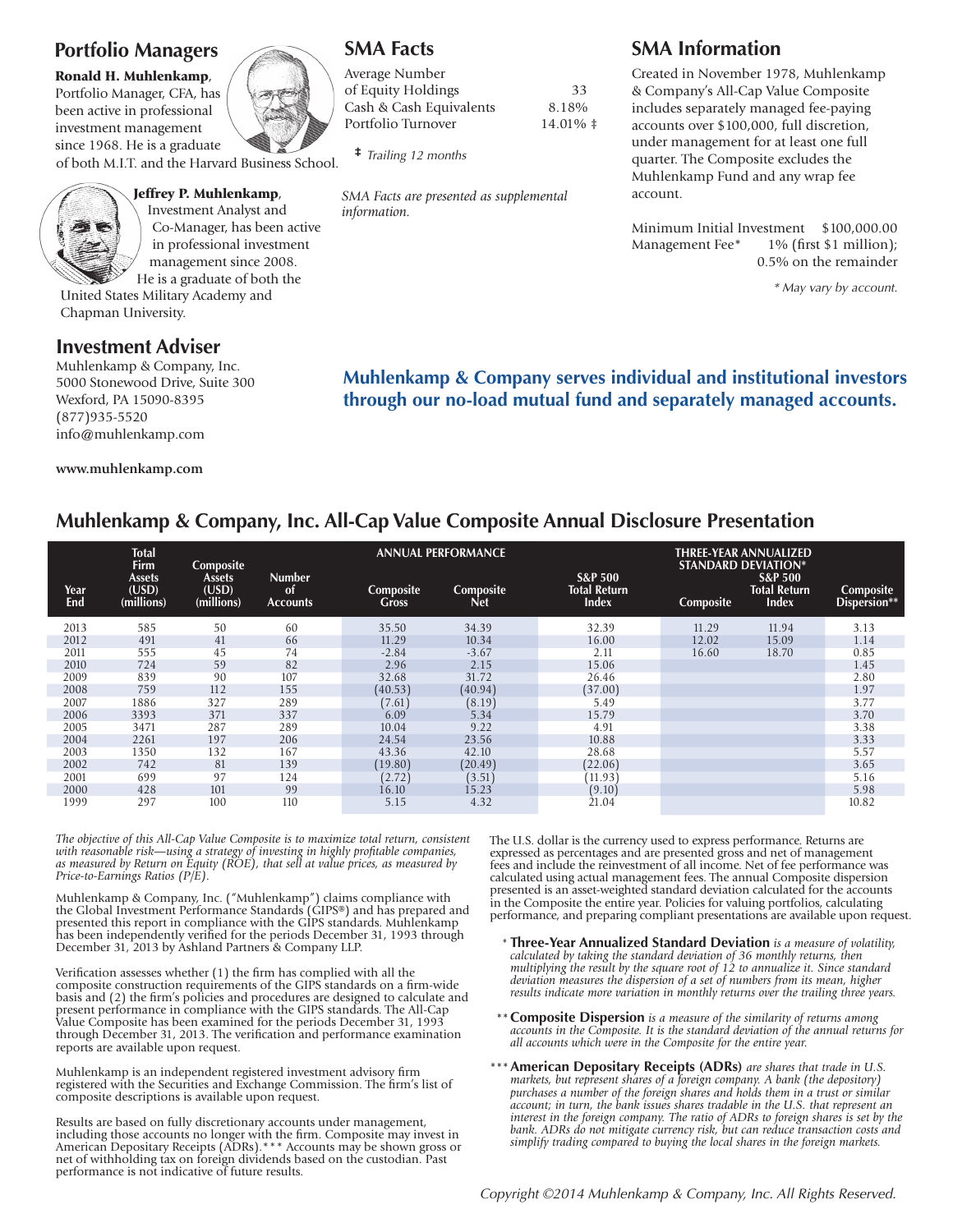## Portfolio Managers

**Ronald H. Muhlenkamp**, Portfolio Manager, CFA, has been active in professional investment management since 1968. He is a graduate of both M.I.T. and the Harvard Business School.

**Jeffrey P. Muhlenkamp**, Investment Analyst and Co-Manager, has been active in professional investment management since 2008. He is a graduate of both the United States Military Academy and Chapman University.

## Investment Adviser

Muhlenkamp & Company, Inc.
5000 Stonewood Drive, Suite 300
Wexford, PA 15090-8395
(877)935-5520
info@muhlenkamp.com

**www.muhlenkamp.com**

## SMA Facts

| | |
|---|---|
| Average Number of Equity Holdings | 33 |
| Cash & Cash Equivalents | 8.18% |
| Portfolio Turnover | 14.01% ‡ |

‡ *Trailing 12 months*

*SMA Facts are presented as supplemental information.*

## SMA Information

Created in November 1978, Muhlenkamp & Company's All-Cap Value Composite includes separately managed fee-paying accounts over $100,000, full discretion, under management for at least one full quarter. The Composite excludes the Muhlenkamp Fund and any wrap fee account.

Minimum Initial Investment $100,000.00
Management Fee* 1% (first $1 million); 0.5% on the remainder

*\* May vary by account.*

**Muhlenkamp & Company serves individual and institutional investors through our no-load mutual fund and separately managed accounts.**

## Muhlenkamp & Company, Inc. All-Cap Value Composite Annual Disclosure Presentation

| | | | | ANNUAL PERFORMANCE | | | THREE-YEAR ANNUALIZED STANDARD DEVIATION* | | |
|---|---|---|---|---|---|---|---|---|---|
| Year End | Total Firm Assets (USD) (millions) | Composite Assets (USD) (millions) | Number of Accounts | Composite Gross | Composite Net | S&P 500 Total Return Index | Composite | S&P 500 Total Return Index | Composite Dispersion** |
| 2013 | 585 | 50 | 60 | 35.50 | 34.39 | 32.39 | 11.29 | 11.94 | 3.13 |
| 2012 | 491 | 41 | 66 | 11.29 | 10.34 | 16.00 | 12.02 | 15.09 | 1.14 |
| 2011 | 555 | 45 | 74 | -2.84 | -3.67 | 2.11 | 16.60 | 18.70 | 0.85 |
| 2010 | 724 | 59 | 82 | 2.96 | 2.15 | 15.06 | | | 1.45 |
| 2009 | 839 | 90 | 107 | 32.68 | 31.72 | 26.46 | | | 2.80 |
| 2008 | 759 | 112 | 155 | (40.53) | (40.94) | (37.00) | | | 1.97 |
| 2007 | 1886 | 327 | 289 | (7.61) | (8.19) | 5.49 | | | 3.77 |
| 2006 | 3393 | 371 | 337 | 6.09 | 5.34 | 15.79 | | | 3.70 |
| 2005 | 3471 | 287 | 289 | 10.04 | 9.22 | 4.91 | | | 3.38 |
| 2004 | 2261 | 197 | 206 | 24.54 | 23.56 | 10.88 | | | 3.33 |
| 2003 | 1350 | 132 | 167 | 43.36 | 42.10 | 28.68 | | | 5.57 |
| 2002 | 742 | 81 | 139 | (19.80) | (20.49) | (22.06) | | | 3.65 |
| 2001 | 699 | 97 | 124 | (2.72) | (3.51) | (11.93) | | | 5.16 |
| 2000 | 428 | 101 | 99 | 16.10 | 15.23 | (9.10) | | | 5.98 |
| 1999 | 297 | 100 | 110 | 5.15 | 4.32 | 21.04 | | | 10.82 |

*The objective of this All-Cap Value Composite is to maximize total return, consistent with reasonable risk—using a strategy of investing in highly profitable companies, as measured by Return on Equity (ROE), that sell at value prices, as measured by Price-to-Earnings Ratios (P/E).*

Muhlenkamp & Company, Inc. ("Muhlenkamp") claims compliance with the Global Investment Performance Standards (GIPS®) and has prepared and presented this report in compliance with the GIPS standards. Muhlenkamp has been independently verified for the periods December 31, 1993 through December 31, 2013 by Ashland Partners & Company LLP.

Verification assesses whether (1) the firm has complied with all the composite construction requirements of the GIPS standards on a firm-wide basis and (2) the firm's policies and procedures are designed to calculate and present performance in compliance with the GIPS standards. The All-Cap Value Composite has been examined for the periods December 31, 1993 through December 31, 2013. The verification and performance examination reports are available upon request.

Muhlenkamp is an independent registered investment advisory firm registered with the Securities and Exchange Commission. The firm's list of composite descriptions is available upon request.

Results are based on fully discretionary accounts under management, including those accounts no longer with the firm. Composite may invest in American Depositary Receipts (ADRs).*** Accounts may be shown gross or net of withholding tax on foreign dividends based on the custodian. Past performance is not indicative of future results.

The U.S. dollar is the currency used to express performance. Returns are expressed as percentages and are presented gross and net of management fees and include the reinvestment of all income. Net of fee performance was calculated using actual management fees. The annual Composite dispersion presented is an asset-weighted standard deviation calculated for the accounts in the Composite the entire year. Policies for valuing portfolios, calculating performance, and preparing compliant presentations are available upon request.

\* **Three-Year Annualized Standard Deviation** *is a measure of volatility, calculated by taking the standard deviation of 36 monthly returns, then multiplying the result by the square root of 12 to annualize it. Since standard deviation measures the dispersion of a set of numbers from its mean, higher results indicate more variation in monthly returns over the trailing three years.*

\*\* **Composite Dispersion** *is a measure of the similarity of returns among accounts in the Composite. It is the standard deviation of the annual returns for all accounts which were in the Composite for the entire year.*

\*\*\* **American Depositary Receipts (ADRs)** *are shares that trade in U.S. markets, but represent shares of a foreign company. A bank (the depository) purchases a number of the foreign shares and holds them in a trust or similar account; in turn, the bank issues shares tradable in the U.S. that represent an interest in the foreign company. The ratio of ADRs to foreign shares is set by the bank. ADRs do not mitigate currency risk, but can reduce transaction costs and simplify trading compared to buying the local shares in the foreign markets.*

*Copyright ©2014 Muhlenkamp & Company, Inc. All Rights Reserved.*